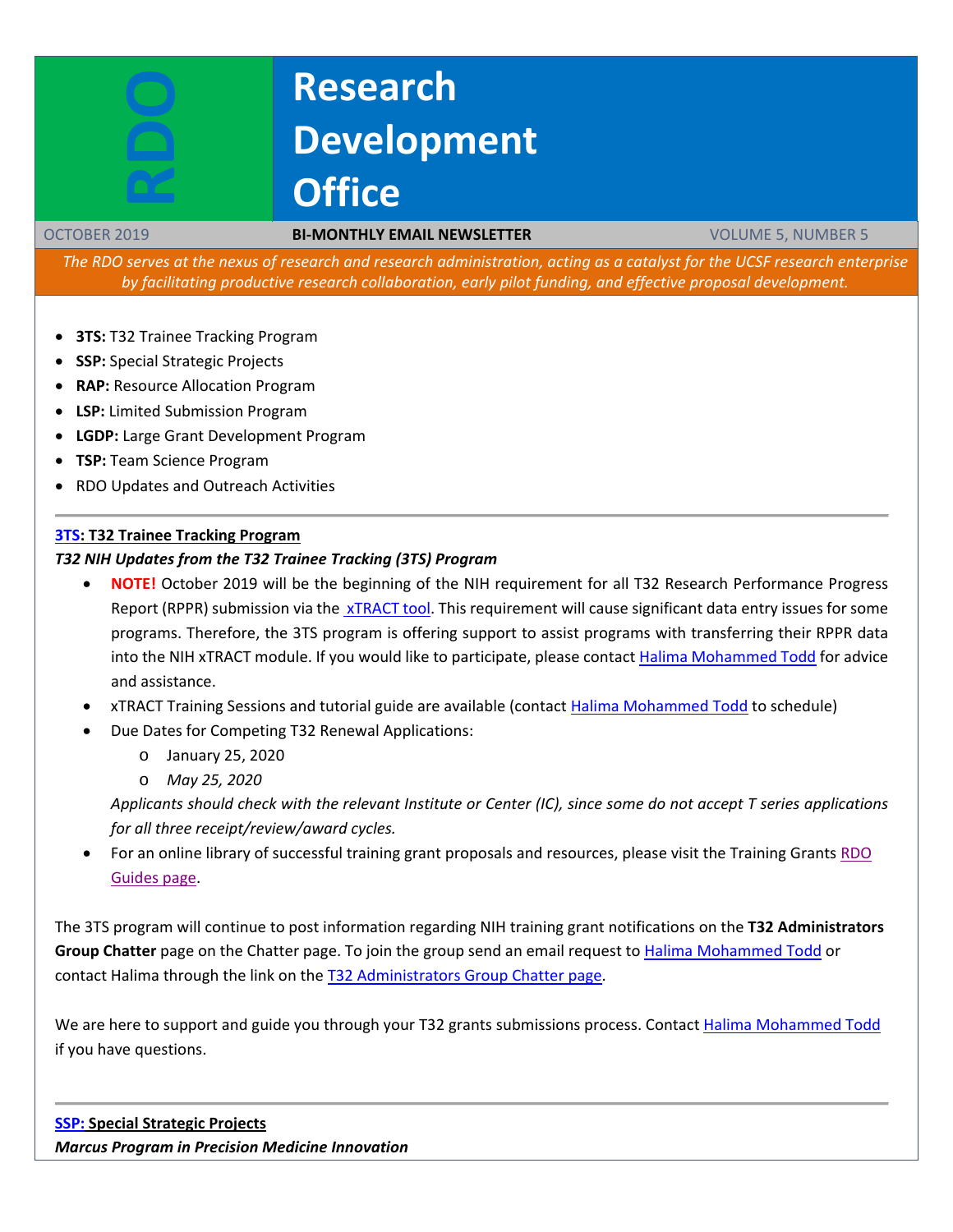# RDO Research Development Office

OCTOBER 2019 | **BI-MONTHLY EMAIL NEWSLETTER** | VOLUME 5, NUMBER 5

*The RDO serves at the nexus of research and research administration, acting as a catalyst for the UCSF research enterprise by facilitating productive research collaboration, early pilot funding, and effective proposal development.*

- **3TS:** T32 Trainee Tracking Program
- **SSP:** Special Strategic Projects
- **RAP:** Resource Allocation Program
- **LSP:** Limited Submission Program
- **LGDP:** Large Grant Development Program
- **TSP:** Team Science Program
- RDO Updates and Outreach Activities

---

## 3TS: T32 Trainee Tracking Program

***T32 NIH Updates from the T32 Trainee Tracking (3TS) Program***

- **NOTE!** October 2019 will be the beginning of the NIH requirement for all T32 Research Performance Progress Report (RPPR) submission via the xTRACT tool. This requirement will cause significant data entry issues for some programs. Therefore, the 3TS program is offering support to assist programs with transferring their RPPR data into the NIH xTRACT module. If you would like to participate, please contact Halima Mohammed Todd for advice and assistance.
- xTRACT Training Sessions and tutorial guide are available (contact Halima Mohammed Todd to schedule)
- Due Dates for Competing T32 Renewal Applications:
  - January 25, 2020
  - *May 25, 2020*

  *Applicants should check with the relevant Institute or Center (IC), since some do not accept T series applications for all three receipt/review/award cycles.*
- For an online library of successful training grant proposals and resources, please visit the Training Grants RDO Guides page.

The 3TS program will continue to post information regarding NIH training grant notifications on the **T32 Administrators Group Chatter** page on the Chatter page. To join the group send an email request to Halima Mohammed Todd or contact Halima through the link on the T32 Administrators Group Chatter page.

We are here to support and guide you through your T32 grants submissions process. Contact Halima Mohammed Todd if you have questions.

---

## SSP: Special Strategic Projects

***Marcus Program in Precision Medicine Innovation***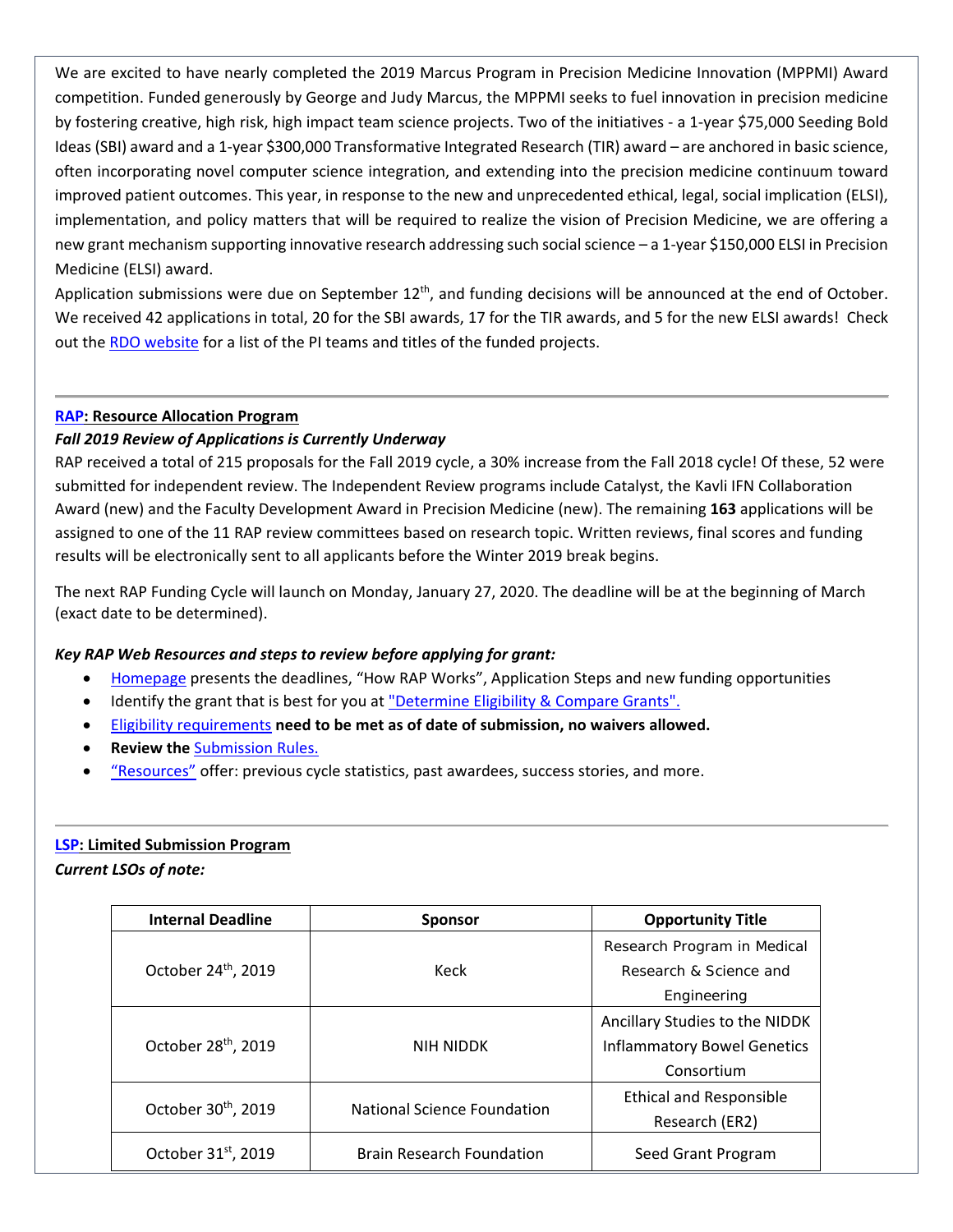We are excited to have nearly completed the 2019 Marcus Program in Precision Medicine Innovation (MPPMI) Award competition. Funded generously by George and Judy Marcus, the MPPMI seeks to fuel innovation in precision medicine by fostering creative, high risk, high impact team science projects. Two of the initiatives - a 1-year $75,000 Seeding Bold Ideas (SBI) award and a 1-year $300,000 Transformative Integrated Research (TIR) award – are anchored in basic science, often incorporating novel computer science integration, and extending into the precision medicine continuum toward improved patient outcomes. This year, in response to the new and unprecedented ethical, legal, social implication (ELSI), implementation, and policy matters that will be required to realize the vision of Precision Medicine, we are offering a new grant mechanism supporting innovative research addressing such social science – a 1-year $150,000 ELSI in Precision Medicine (ELSI) award.

Application submissions were due on September 12th, and funding decisions will be announced at the end of October. We received 42 applications in total, 20 for the SBI awards, 17 for the TIR awards, and 5 for the new ELSI awards! Check out the RDO website for a list of the PI teams and titles of the funded projects.

---

**RAP: Resource Allocation Program**

***Fall 2019 Review of Applications is Currently Underway***

RAP received a total of 215 proposals for the Fall 2019 cycle, a 30% increase from the Fall 2018 cycle! Of these, 52 were submitted for independent review. The Independent Review programs include Catalyst, the Kavli IFN Collaboration Award (new) and the Faculty Development Award in Precision Medicine (new). The remaining **163** applications will be assigned to one of the 11 RAP review committees based on research topic. Written reviews, final scores and funding results will be electronically sent to all applicants before the Winter 2019 break begins.

The next RAP Funding Cycle will launch on Monday, January 27, 2020. The deadline will be at the beginning of March (exact date to be determined).

***Key RAP Web Resources and steps to review before applying for grant:***

- Homepage presents the deadlines, "How RAP Works", Application Steps and new funding opportunities
- Identify the grant that is best for you at "Determine Eligibility & Compare Grants".
- Eligibility requirements **need to be met as of date of submission, no waivers allowed.**
- **Review the** Submission Rules.
- "Resources" offer: previous cycle statistics, past awardees, success stories, and more.

---

**LSP: Limited Submission Program**

***Current LSOs of note:***

| Internal Deadline | Sponsor | Opportunity Title |
|---|---|---|
| October 24th, 2019 | Keck | Research Program in Medical Research & Science and Engineering |
| October 28th, 2019 | NIH NIDDK | Ancillary Studies to the NIDDK Inflammatory Bowel Genetics Consortium |
| October 30th, 2019 | National Science Foundation | Ethical and Responsible Research (ER2) |
| October 31st, 2019 | Brain Research Foundation | Seed Grant Program |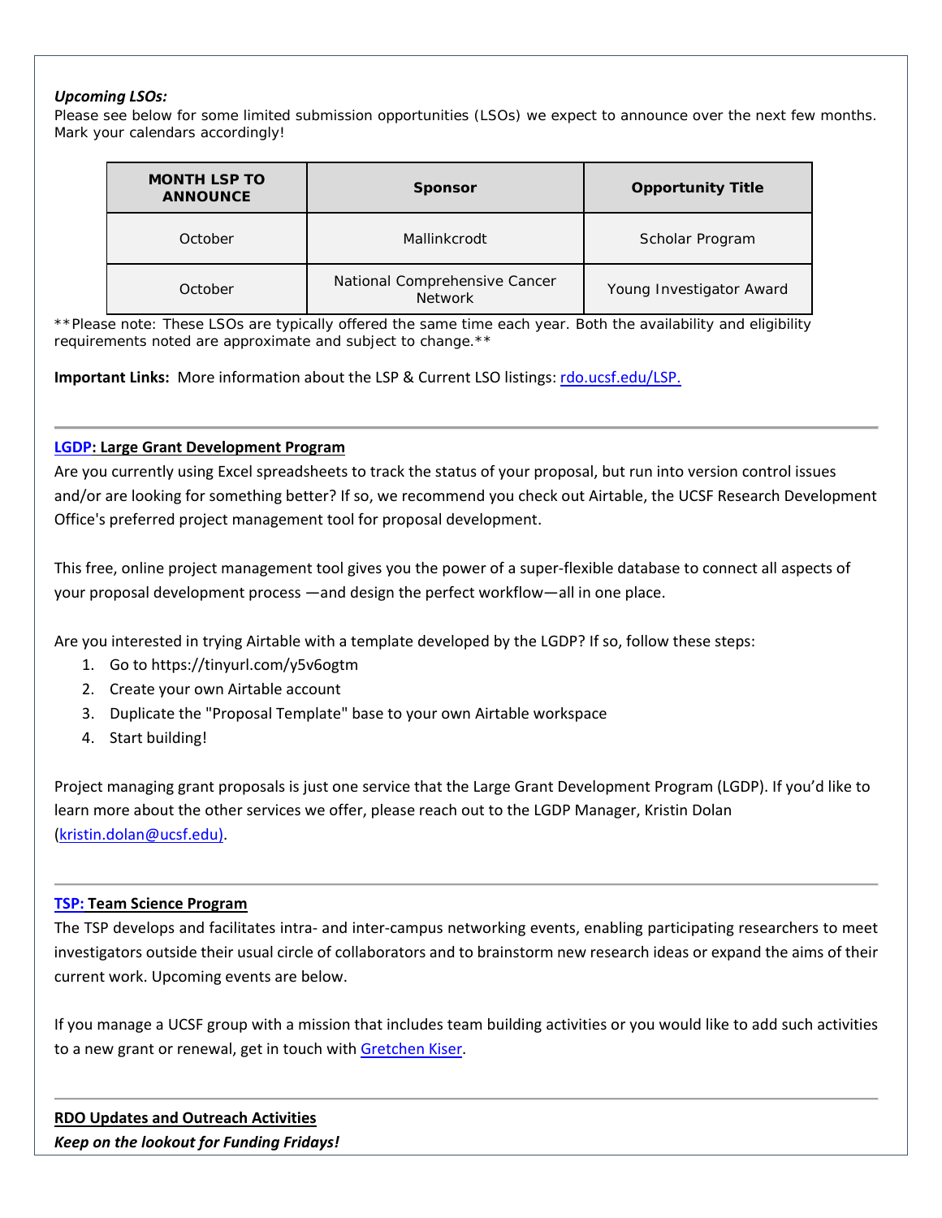***Upcoming LSOs:***

Please see below for some limited submission opportunities (LSOs) we expect to announce over the next few months. Mark your calendars accordingly!

| MONTH LSP TO ANNOUNCE | Sponsor | Opportunity Title |
|---|---|---|
| October | Mallinckrodt | Scholar Program |
| October | National Comprehensive Cancer Network | Young Investigator Award |

**Please note: These LSOs are typically offered the same time each year. Both the availability and eligibility requirements noted are approximate and subject to change.**

**Important Links:** More information about the LSP & Current LSO listings: [rdo.ucsf.edu/LSP.](rdo.ucsf.edu/LSP.)

---

**[LGDP](): Large Grant Development Program**

Are you currently using Excel spreadsheets to track the status of your proposal, but run into version control issues and/or are looking for something better? If so, we recommend you check out Airtable, the UCSF Research Development Office's preferred project management tool for proposal development.

This free, online project management tool gives you the power of a super-flexible database to connect all aspects of your proposal development process —and design the perfect workflow—all in one place.

Are you interested in trying Airtable with a template developed by the LGDP? If so, follow these steps:

1. Go to https://tinyurl.com/y5v6ogtm
2. Create your own Airtable account
3. Duplicate the "Proposal Template" base to your own Airtable workspace
4. Start building!

Project managing grant proposals is just one service that the Large Grant Development Program (LGDP). If you'd like to learn more about the other services we offer, please reach out to the LGDP Manager, Kristin Dolan ([kristin.dolan@ucsf.edu](mailto:kristin.dolan@ucsf.edu)).

---

**[TSP:]() Team Science Program**

The TSP develops and facilitates intra- and inter-campus networking events, enabling participating researchers to meet investigators outside their usual circle of collaborators and to brainstorm new research ideas or expand the aims of their current work. Upcoming events are below.

If you manage a UCSF group with a mission that includes team building activities or you would like to add such activities to a new grant or renewal, get in touch with [Gretchen Kiser]().

---

**RDO Updates and Outreach Activities**

***Keep on the lookout for Funding Fridays!***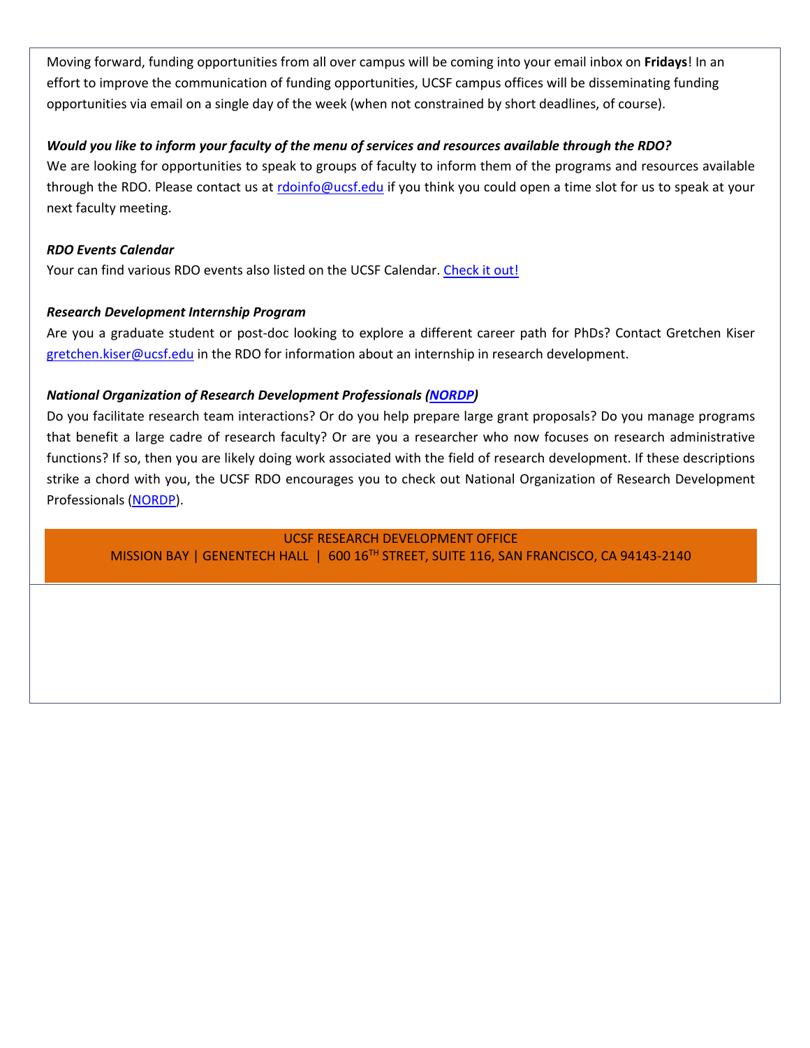Moving forward, funding opportunities from all over campus will be coming into your email inbox on **Fridays**! In an effort to improve the communication of funding opportunities, UCSF campus offices will be disseminating funding opportunities via email on a single day of the week (when not constrained by short deadlines, of course).

***Would you like to inform your faculty of the menu of services and resources available through the RDO?***

We are looking for opportunities to speak to groups of faculty to inform them of the programs and resources available through the RDO. Please contact us at rdoinfo@ucsf.edu if you think you could open a time slot for us to speak at your next faculty meeting.

***RDO Events Calendar***

Your can find various RDO events also listed on the UCSF Calendar. Check it out!

***Research Development Internship Program***

Are you a graduate student or post-doc looking to explore a different career path for PhDs? Contact Gretchen Kiser gretchen.kiser@ucsf.edu in the RDO for information about an internship in research development.

***National Organization of Research Development Professionals (NORDP)***

Do you facilitate research team interactions? Or do you help prepare large grant proposals? Do you manage programs that benefit a large cadre of research faculty? Or are you a researcher who now focuses on research administrative functions? If so, then you are likely doing work associated with the field of research development. If these descriptions strike a chord with you, the UCSF RDO encourages you to check out National Organization of Research Development Professionals (NORDP).

UCSF RESEARCH DEVELOPMENT OFFICE

MISSION BAY | GENENTECH HALL | 600 16TH STREET, SUITE 116, SAN FRANCISCO, CA 94143-2140